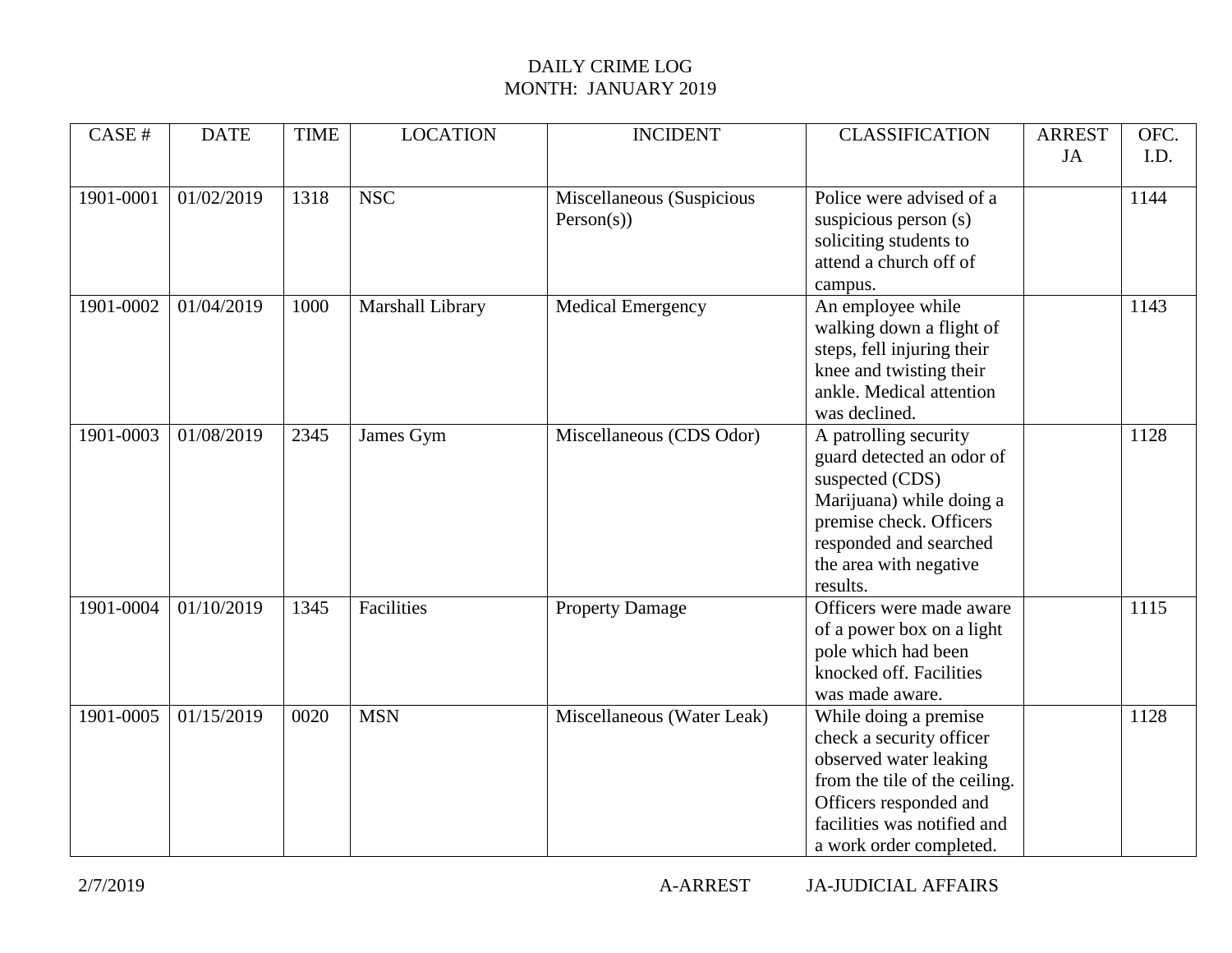DAILY CRIME LOG
MONTH: JANUARY 2019

| CASE # | DATE | TIME | LOCATION | INCIDENT | CLASSIFICATION | ARREST JA | OFC. I.D. |
|---|---|---|---|---|---|---|---|
| 1901-0001 | 01/02/2019 | 1318 | NSC | Miscellaneous (Suspicious Person(s)) | Police were advised of a suspicious person (s) soliciting students to attend a church off of campus. | | 1144 |
| 1901-0002 | 01/04/2019 | 1000 | Marshall Library | Medical Emergency | An employee while walking down a flight of steps, fell injuring their knee and twisting their ankle. Medical attention was declined. | | 1143 |
| 1901-0003 | 01/08/2019 | 2345 | James Gym | Miscellaneous (CDS Odor) | A patrolling security guard detected an odor of suspected (CDS) Marijuana) while doing a premise check. Officers responded and searched the area with negative results. | | 1128 |
| 1901-0004 | 01/10/2019 | 1345 | Facilities | Property Damage | Officers were made aware of a power box on a light pole which had been knocked off. Facilities was made aware. | | 1115 |
| 1901-0005 | 01/15/2019 | 0020 | MSN | Miscellaneous (Water Leak) | While doing a premise check a security officer observed water leaking from the tile of the ceiling. Officers responded and facilities was notified and a work order completed. | | 1128 |

2/7/2019 A-ARREST JA-JUDICIAL AFFAIRS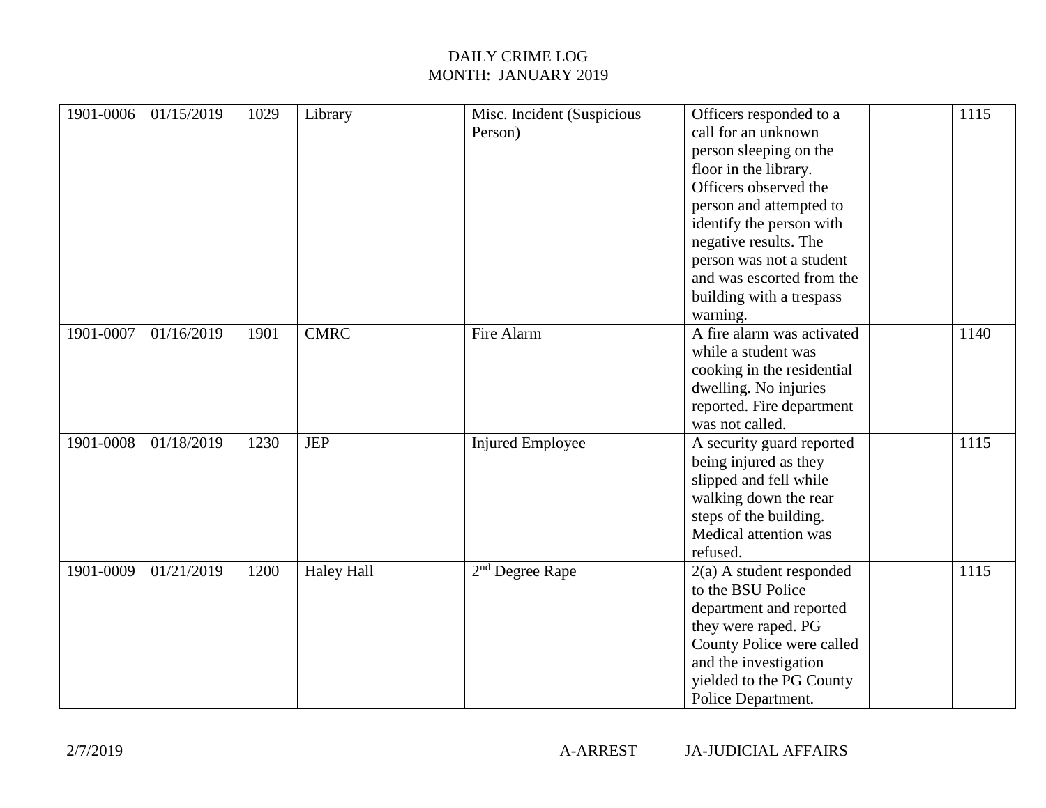DAILY CRIME LOG
MONTH: JANUARY 2019

| | | | | | | | |
|---|---|---|---|---|---|---|---|
| 1901-0006 | 01/15/2019 | 1029 | Library | Misc. Incident (Suspicious Person) | Officers responded to a call for an unknown person sleeping on the floor in the library. Officers observed the person and attempted to identify the person with negative results. The person was not a student and was escorted from the building with a trespass warning. | | 1115 |
| 1901-0007 | 01/16/2019 | 1901 | CMRC | Fire Alarm | A fire alarm was activated while a student was cooking in the residential dwelling. No injuries reported. Fire department was not called. | | 1140 |
| 1901-0008 | 01/18/2019 | 1230 | JEP | Injured Employee | A security guard reported being injured as they slipped and fell while walking down the rear steps of the building. Medical attention was refused. | | 1115 |
| 1901-0009 | 01/21/2019 | 1200 | Haley Hall | 2nd Degree Rape | 2(a) A student responded to the BSU Police department and reported they were raped. PG County Police were called and the investigation yielded to the PG County Police Department. | | 1115 |

2/7/2019 A-ARREST JA-JUDICIAL AFFAIRS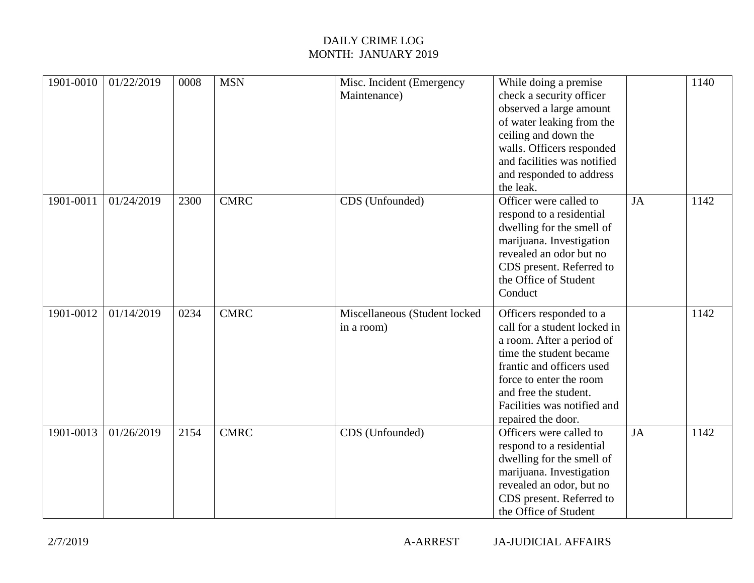DAILY CRIME LOG
MONTH: JANUARY 2019

| | | | | | | | |
|---|---|---|---|---|---|---|---|
| 1901-0010 | 01/22/2019 | 0008 | MSN | Misc. Incident (Emergency Maintenance) | While doing a premise check a security officer observed a large amount of water leaking from the ceiling and down the walls. Officers responded and facilities was notified and responded to address the leak. | | 1140 |
| 1901-0011 | 01/24/2019 | 2300 | CMRC | CDS (Unfounded) | Officer were called to respond to a residential dwelling for the smell of marijuana. Investigation revealed an odor but no CDS present. Referred to the Office of Student Conduct | JA | 1142 |
| 1901-0012 | 01/14/2019 | 0234 | CMRC | Miscellaneous (Student locked in a room) | Officers responded to a call for a student locked in a room. After a period of time the student became frantic and officers used force to enter the room and free the student. Facilities was notified and repaired the door. | | 1142 |
| 1901-0013 | 01/26/2019 | 2154 | CMRC | CDS (Unfounded) | Officers were called to respond to a residential dwelling for the smell of marijuana. Investigation revealed an odor, but no CDS present. Referred to the Office of Student | JA | 1142 |

2/7/2019 A-ARREST JA-JUDICIAL AFFAIRS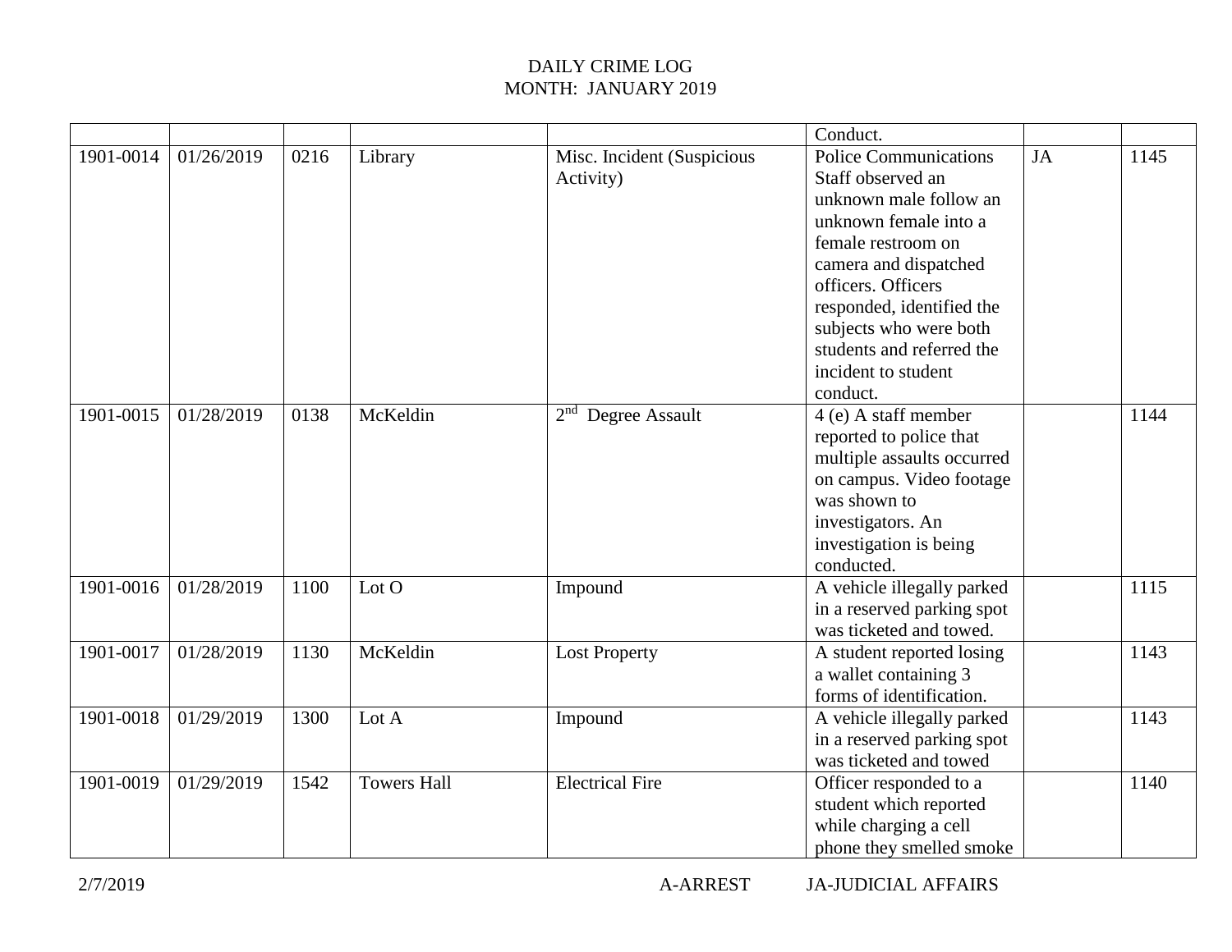DAILY CRIME LOG
MONTH: JANUARY 2019

| | | | | | | | |
|---|---|---|---|---|---|---|---|
| | | | | | Conduct. | | |
| 1901-0014 | 01/26/2019 | 0216 | Library | Misc. Incident (Suspicious Activity) | Police Communications Staff observed an unknown male follow an unknown female into a female restroom on camera and dispatched officers. Officers responded, identified the subjects who were both students and referred the incident to student conduct. | JA | 1145 |
| 1901-0015 | 01/28/2019 | 0138 | McKeldin | 2nd Degree Assault | 4 (e) A staff member reported to police that multiple assaults occurred on campus. Video footage was shown to investigators. An investigation is being conducted. | | 1144 |
| 1901-0016 | 01/28/2019 | 1100 | Lot O | Impound | A vehicle illegally parked in a reserved parking spot was ticketed and towed. | | 1115 |
| 1901-0017 | 01/28/2019 | 1130 | McKeldin | Lost Property | A student reported losing a wallet containing 3 forms of identification. | | 1143 |
| 1901-0018 | 01/29/2019 | 1300 | Lot A | Impound | A vehicle illegally parked in a reserved parking spot was ticketed and towed | | 1143 |
| 1901-0019 | 01/29/2019 | 1542 | Towers Hall | Electrical Fire | Officer responded to a student which reported while charging a cell phone they smelled smoke | | 1140 |

2/7/2019 A-ARREST JA-JUDICIAL AFFAIRS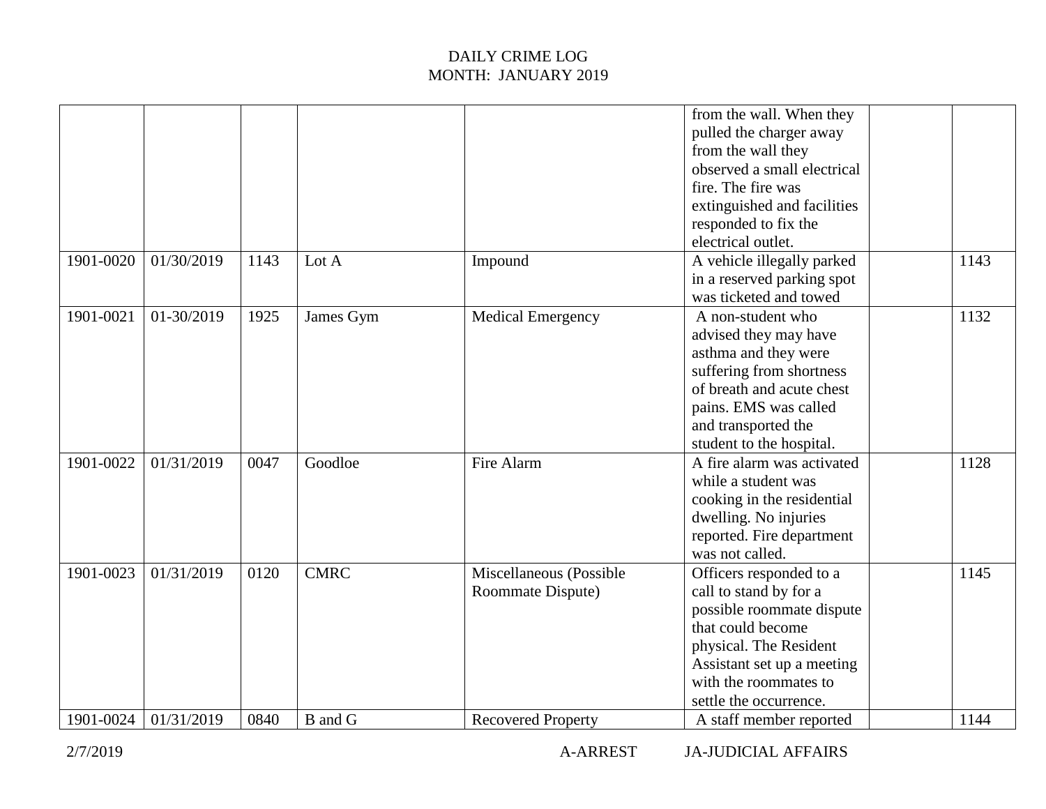DAILY CRIME LOG
MONTH: JANUARY 2019

| | | | | | | | |
|---|---|---|---|---|---|---|---|
| | | | | | from the wall. When they pulled the charger away from the wall they observed a small electrical fire. The fire was extinguished and facilities responded to fix the electrical outlet. | | |
| 1901-0020 | 01/30/2019 | 1143 | Lot A | Impound | A vehicle illegally parked in a reserved parking spot was ticketed and towed | | 1143 |
| 1901-0021 | 01-30/2019 | 1925 | James Gym | Medical Emergency | A non-student who advised they may have asthma and they were suffering from shortness of breath and acute chest pains. EMS was called and transported the student to the hospital. | | 1132 |
| 1901-0022 | 01/31/2019 | 0047 | Goodloe | Fire Alarm | A fire alarm was activated while a student was cooking in the residential dwelling. No injuries reported. Fire department was not called. | | 1128 |
| 1901-0023 | 01/31/2019 | 0120 | CMRC | Miscellaneous (Possible Roommate Dispute) | Officers responded to a call to stand by for a possible roommate dispute that could become physical. The Resident Assistant set up a meeting with the roommates to settle the occurrence. | | 1145 |
| 1901-0024 | 01/31/2019 | 0840 | B and G | Recovered Property | A staff member reported | | 1144 |

2/7/2019 A-ARREST JA-JUDICIAL AFFAIRS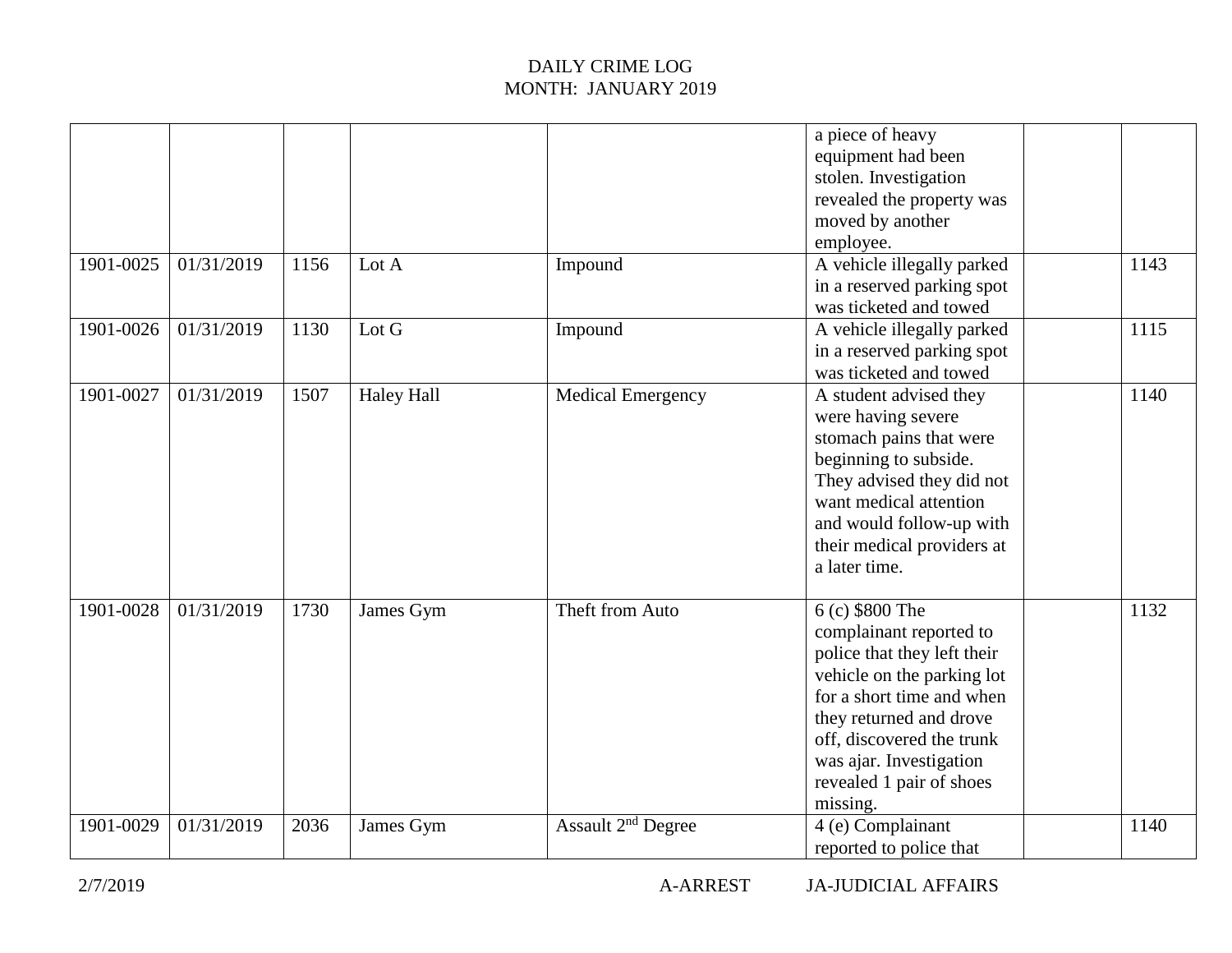DAILY CRIME LOG
MONTH: JANUARY 2019

| | | | | | | | |
|---|---|---|---|---|---|---|---|
| | | | | | a piece of heavy equipment had been stolen. Investigation revealed the property was moved by another employee. | | |
| 1901-0025 | 01/31/2019 | 1156 | Lot A | Impound | A vehicle illegally parked in a reserved parking spot was ticketed and towed | | 1143 |
| 1901-0026 | 01/31/2019 | 1130 | Lot G | Impound | A vehicle illegally parked in a reserved parking spot was ticketed and towed | | 1115 |
| 1901-0027 | 01/31/2019 | 1507 | Haley Hall | Medical Emergency | A student advised they were having severe stomach pains that were beginning to subside. They advised they did not want medical attention and would follow-up with their medical providers at a later time. | | 1140 |
| 1901-0028 | 01/31/2019 | 1730 | James Gym | Theft from Auto | 6 (c) $800 The complainant reported to police that they left their vehicle on the parking lot for a short time and when they returned and drove off, discovered the trunk was ajar. Investigation revealed 1 pair of shoes missing. | | 1132 |
| 1901-0029 | 01/31/2019 | 2036 | James Gym | Assault 2nd Degree | 4 (e) Complainant reported to police that | | 1140 |

2/7/2019 A-ARREST JA-JUDICIAL AFFAIRS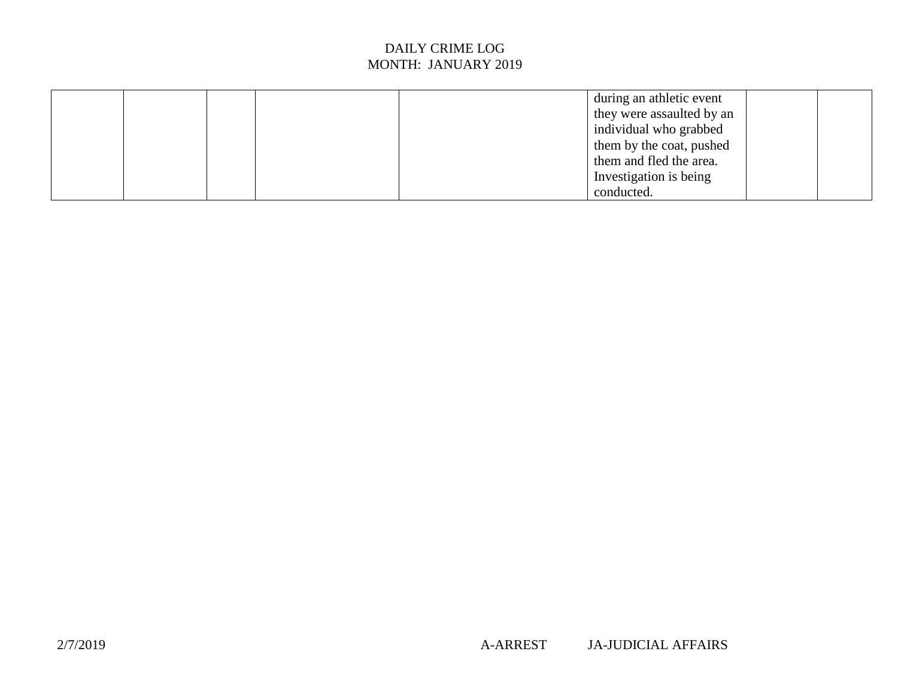DAILY CRIME LOG
MONTH: JANUARY 2019

| | | | | | | | |
|---|---|---|---|---|---|---|---|
| | | | | | during an athletic event they were assaulted by an individual who grabbed them by the coat, pushed them and fled the area. Investigation is being conducted. | | |

2/7/2019 A-ARREST JA-JUDICIAL AFFAIRS